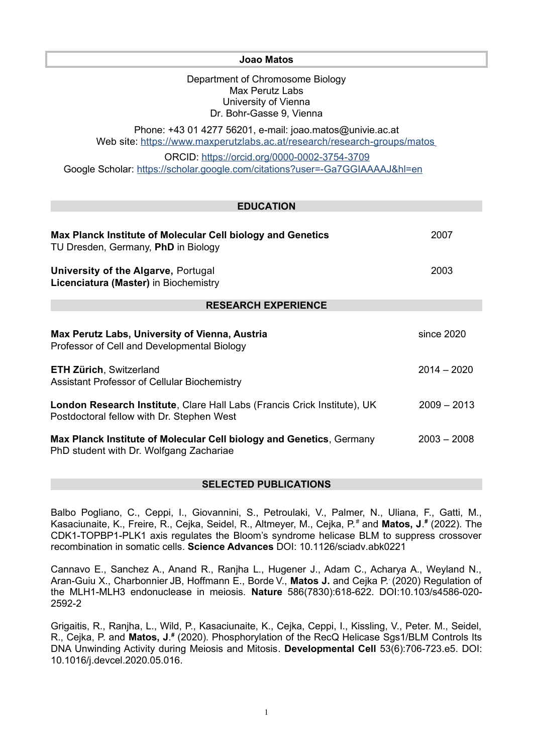# Joao Matos

Department of Chromosome Biology
Max Perutz Labs
University of Vienna
Dr. Bohr-Gasse 9, Vienna

Phone: +43 01 4277 56201, e-mail: joao.matos@univie.ac.at
Web site: https://www.maxperutzlabs.ac.at/research/research-groups/matos

ORCID: https://orcid.org/0000-0002-3754-3709
Google Scholar: https://scholar.google.com/citations?user=-Ga7GGIAAAAJ&hl=en

## EDUCATION

**Max Planck Institute of Molecular Cell biology and Genetics** — 2007
TU Dresden, Germany, **PhD** in Biology

**University of the Algarve,** Portugal — 2003
**Licenciatura (Master)** in Biochemistry

## RESEARCH EXPERIENCE

**Max Perutz Labs, University of Vienna, Austria** — since 2020
Professor of Cell and Developmental Biology

**ETH Zürich**, Switzerland — 2014 – 2020
Assistant Professor of Cellular Biochemistry

**London Research Institute**, Clare Hall Labs (Francis Crick Institute), UK — 2009 – 2013
Postdoctoral fellow with Dr. Stephen West

**Max Planck Institute of Molecular Cell biology and Genetics**, Germany — 2003 – 2008
PhD student with Dr. Wolfgang Zachariae

## SELECTED PUBLICATIONS

Balbo Pogliano, C., Ceppi, I., Giovannini, S., Petroulaki, V., Palmer, N., Uliana, F., Gatti, M., Kasaciunaite, K., Freire, R., Cejka, Seidel, R., Altmeyer, M., Cejka, P.# and **Matos, J.#** (2022). The CDK1-TOPBP1-PLK1 axis regulates the Bloom's syndrome helicase BLM to suppress crossover recombination in somatic cells. **Science Advances** DOI: 10.1126/sciadv.abk0221

Cannavo E., Sanchez A., Anand R., Ranjha L., Hugener J., Adam C., Acharya A., Weyland N., Aran-Guiu X., Charbonnier JB, Hoffmann E., Borde V., **Matos J.** and Cejka P. (2020) Regulation of the MLH1-MLH3 endonuclease in meiosis. **Nature** 586(7830):618-622. DOI:10.103/s4586-020-2592-2

Grigaitis, R., Ranjha, L., Wild, P., Kasaciunaite, K., Cejka, Ceppi, I., Kissling, V., Peter. M., Seidel, R., Cejka, P. and **Matos, J.#** (2020). Phosphorylation of the RecQ Helicase Sgs1/BLM Controls Its DNA Unwinding Activity during Meiosis and Mitosis. **Developmental Cell** 53(6):706-723.e5. DOI: 10.1016/j.devcel.2020.05.016.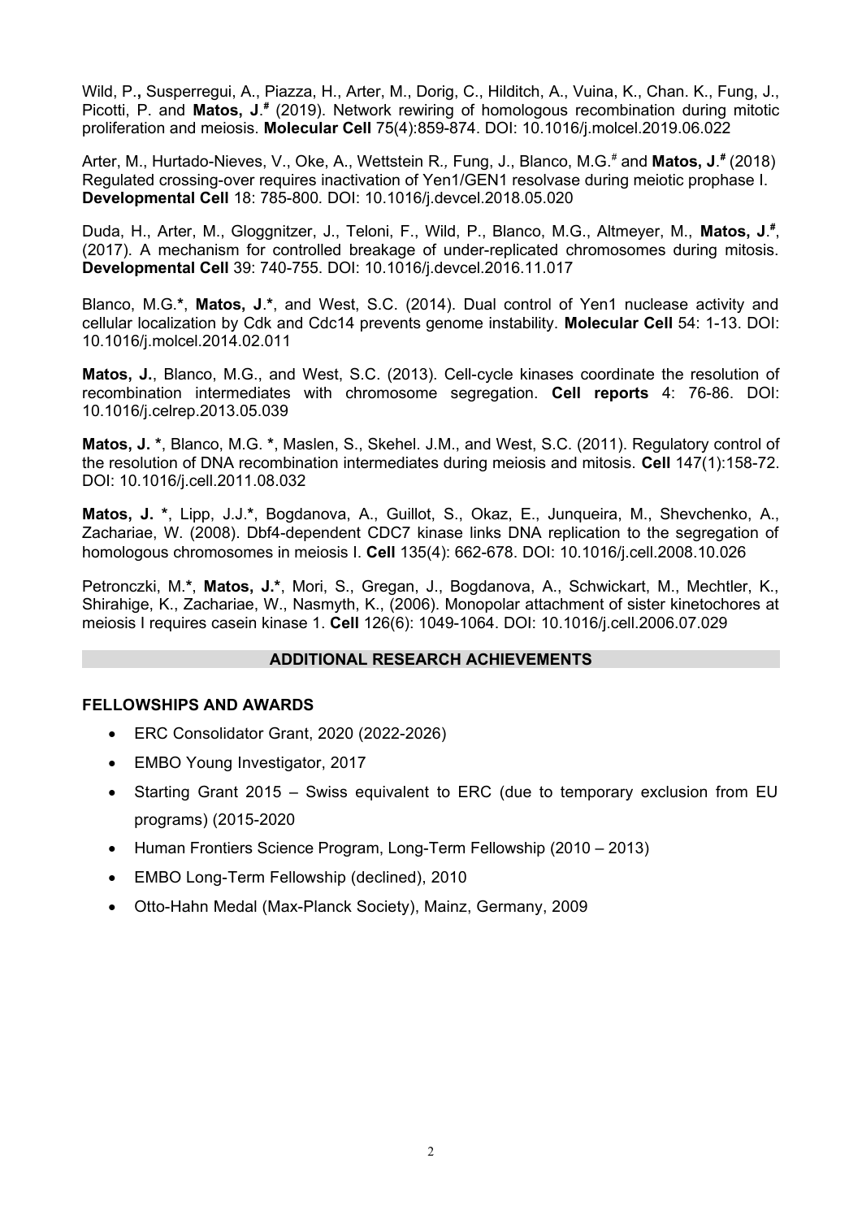Wild, P., Susperregui, A., Piazza, H., Arter, M., Dorig, C., Hilditch, A., Vuina, K., Chan. K., Fung, J., Picotti, P. and **Matos, J**.[#] (2019). Network rewiring of homologous recombination during mitotic proliferation and meiosis. **Molecular Cell** 75(4):859-874. DOI: 10.1016/j.molcel.2019.06.022

Arter, M., Hurtado-Nieves, V., Oke, A., Wettstein R*.,* Fung, J., Blanco, M.G.[#] and **Matos, J**.[#] (2018) Regulated crossing-over requires inactivation of Yen1/GEN1 resolvase during meiotic prophase I. **Developmental Cell** 18: 785-800*.* DOI: 10.1016/j.devcel.2018.05.020

Duda, H., Arter, M., Gloggnitzer, J., Teloni, F., Wild, P., Blanco, M.G., Altmeyer, M., **Matos, J**.[#], (2017). A mechanism for controlled breakage of under-replicated chromosomes during mitosis. **Developmental Cell** 39: 740-755*.* DOI: 10.1016/j.devcel.2016.11.017

Blanco, M.G.**\***, **Matos, J**.**\***, and West, S.C. (2014). Dual control of Yen1 nuclease activity and cellular localization by Cdk and Cdc14 prevents genome instability. **Molecular Cell** 54: 1-13. DOI: 10.1016/j.molcel.2014.02.011

**Matos, J.**, Blanco, M.G., and West, S.C. (2013). Cell-cycle kinases coordinate the resolution of recombination intermediates with chromosome segregation. **Cell reports** 4: 76-86. DOI: 10.1016/j.celrep.2013.05.039

**Matos, J. \***, Blanco, M.G. **\***, Maslen, S., Skehel. J.M., and West, S.C. (2011). Regulatory control of the resolution of DNA recombination intermediates during meiosis and mitosis. **Cell** 147(1):158-72. DOI: 10.1016/j.cell.2011.08.032

**Matos, J. \***, Lipp, J.J.**\***, Bogdanova, A., Guillot, S., Okaz, E., Junqueira, M., Shevchenko, A., Zachariae, W. (2008). Dbf4-dependent CDC7 kinase links DNA replication to the segregation of homologous chromosomes in meiosis I. **Cell** 135(4): 662-678. DOI: 10.1016/j.cell.2008.10.026

Petronczki, M.**\***, **Matos, J.\***, Mori, S., Gregan, J., Bogdanova, A., Schwickart, M., Mechtler, K., Shirahige, K., Zachariae, W., Nasmyth, K., (2006). Monopolar attachment of sister kinetochores at meiosis I requires casein kinase 1. **Cell** 126(6): 1049-1064. DOI: 10.1016/j.cell.2006.07.029

## ADDITIONAL RESEARCH ACHIEVEMENTS

### FELLOWSHIPS AND AWARDS

- ERC Consolidator Grant, 2020 (2022-2026)
- EMBO Young Investigator, 2017
- Starting Grant 2015 – Swiss equivalent to ERC (due to temporary exclusion from EU programs) (2015-2020)
- Human Frontiers Science Program, Long-Term Fellowship (2010 – 2013)
- EMBO Long-Term Fellowship (declined), 2010
- Otto-Hahn Medal (Max-Planck Society), Mainz, Germany, 2009